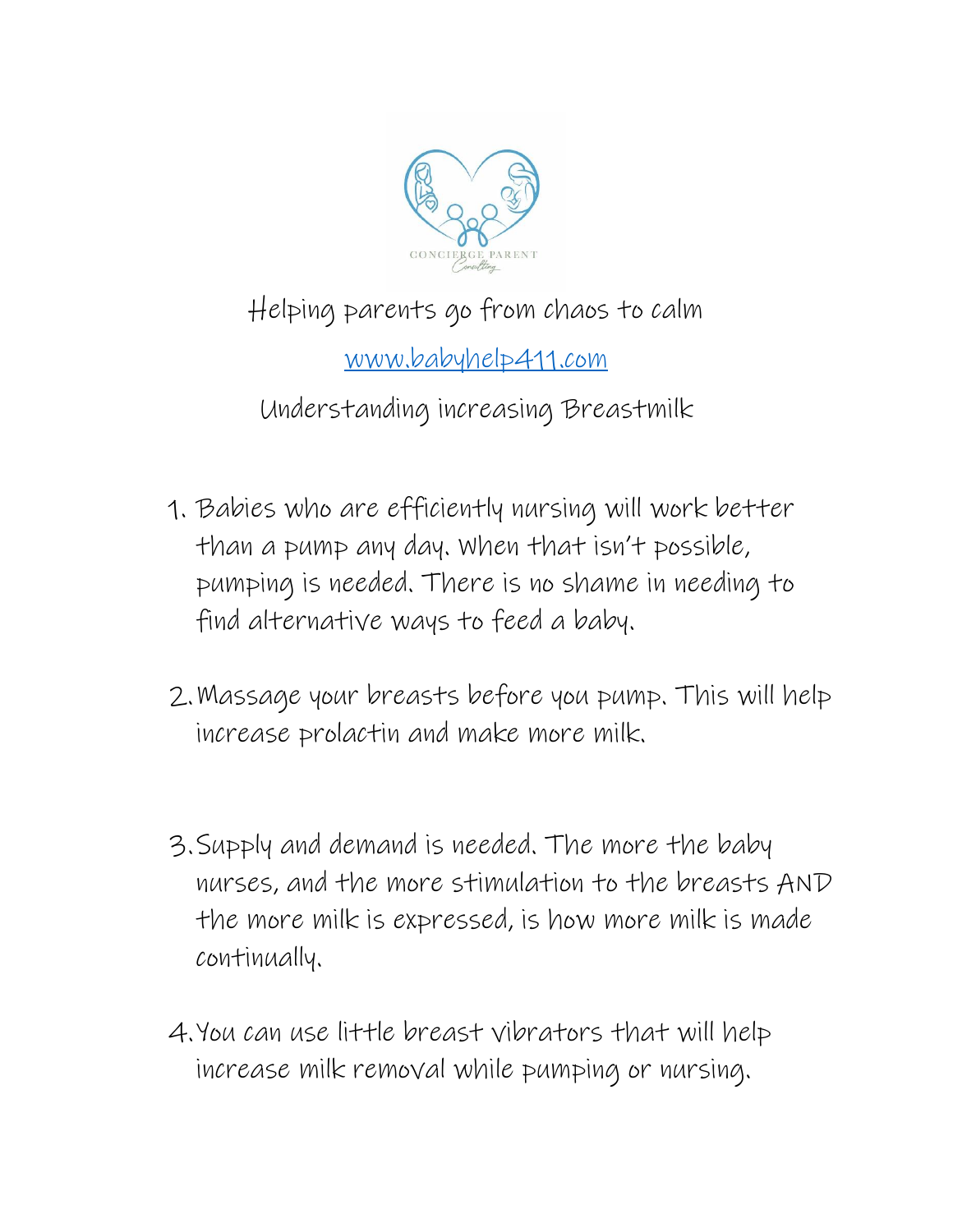CONCIERGE PARENT Consulting

Helping parents go from chaos to calm

www.babyhelp411.com

## Understanding increasing Breastmilk

1. Babies who are efficiently nursing will work better than a pump any day. When that isn't possible, pumping is needed. There is no shame in needing to find alternative ways to feed a baby.

2. Massage your breasts before you pump. This will help increase prolactin and make more milk.

3. Supply and demand is needed. The more the baby nurses, and the more stimulation to the breasts AND the more milk is expressed, is how more milk is made continually.

4. You can use little breast vibrators that will help increase milk removal while pumping or nursing.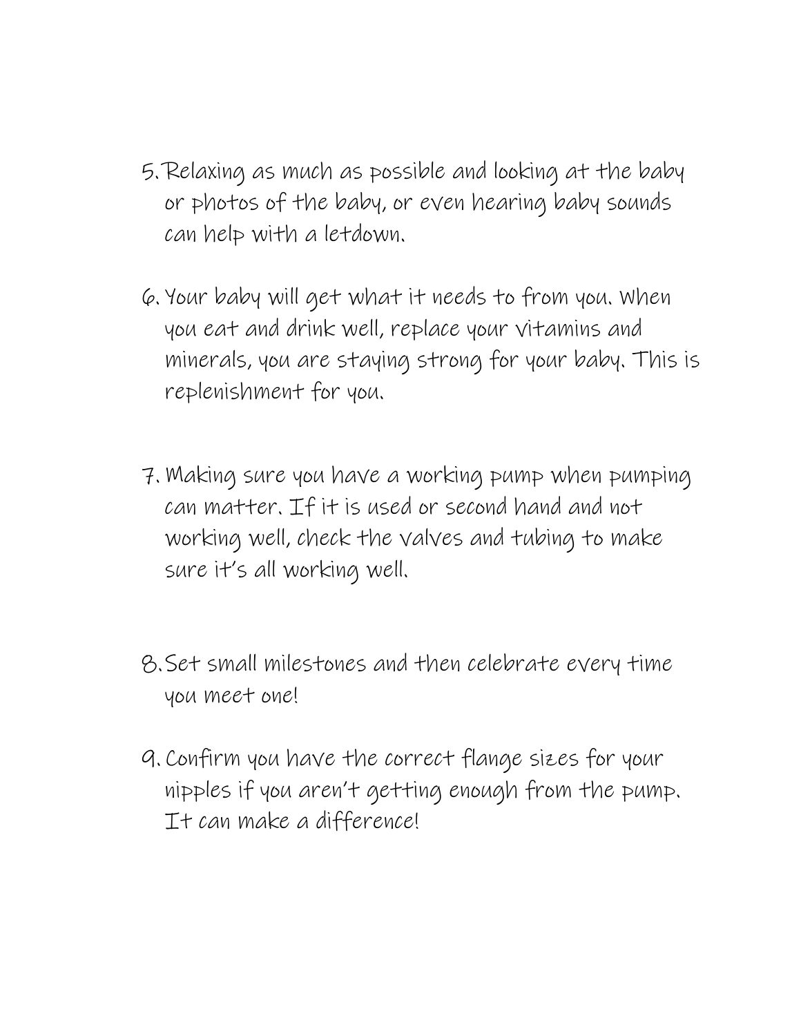5. Relaxing as much as possible and looking at the baby or photos of the baby, or even hearing baby sounds can help with a letdown.

6. Your baby will get what it needs to from you. When you eat and drink well, replace your vitamins and minerals, you are staying strong for your baby. This is replenishment for you.

7. Making sure you have a working pump when pumping can matter. If it is used or second hand and not working well, check the valves and tubing to make sure it's all working well.

8. Set small milestones and then celebrate every time you meet one!

9. Confirm you have the correct flange sizes for your nipples if you aren't getting enough from the pump. It can make a difference!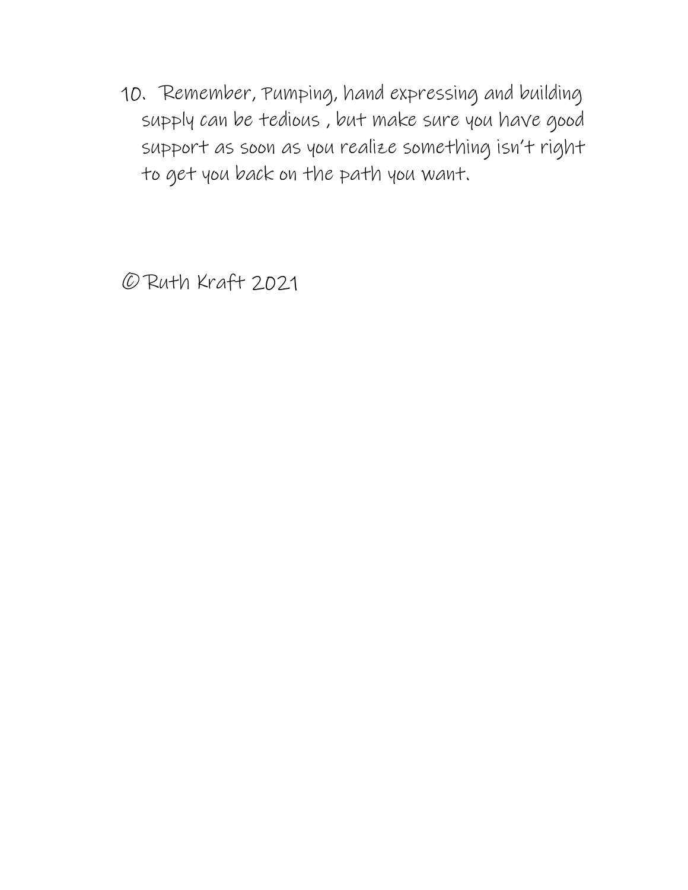10. Remember, Pumping, hand expressing and building supply can be tedious , but make sure you have good support as soon as you realize something isn't right to get you back on the path you want.

© Ruth Kraft 2021